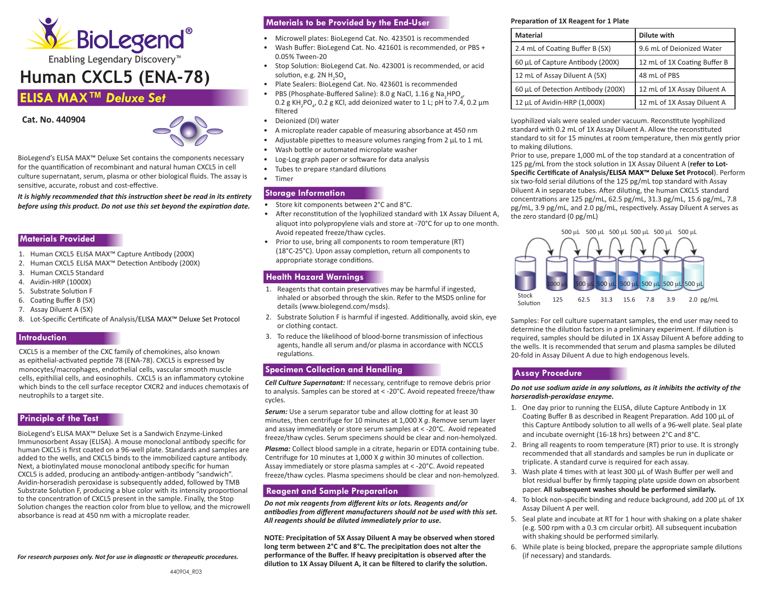# Human CXCL5 (ENA-78)

## ELISA MAX™ *Deluxe Set*

**Cat. No. 440904**

BioLegend's ELISA MAX™ Deluxe Set contains the components necessary for the quantification of recombinant and natural human CXCL5 in cell culture supernatant, serum, plasma or other biological fluids. The assay is sensitive, accurate, robust and cost-effective.

***It is highly recommended that this instruction sheet be read in its entirety before using this product. Do not use this set beyond the expiration date.***

## Materials Provided

1. Human CXCL5 ELISA MAX™ Capture Antibody (200X)
2. Human CXCL5 ELISA MAX™ Detection Antibody (200X)
3. Human CXCL5 Standard
4. Avidin-HRP (1000X)
5. Substrate Solution F
6. Coating Buffer B (5X)
7. Assay Diluent A (5X)
8. Lot-Specific Certificate of Analysis/ELISA MAX™ Deluxe Set Protocol

## Introduction

CXCL5 is a member of the CXC family of chemokines, also known as epithelial-activated peptide 78 (ENA-78). CXCL5 is expressed by monocytes/macrophages, endothelial cells, vascular smooth muscle cells, epithilial cells, and eosinophils. CXCL5 is an inflammatory cytokine which binds to the cell surface receptor CXCR2 and induces chemotaxis of neutrophils to a target site.

## Principle of the Test

BioLegend's ELISA MAX™ Deluxe Set is a Sandwich Enzyme-Linked Immunosorbent Assay (ELISA). A mouse monoclonal antibody specific for human CXCL5 is first coated on a 96-well plate. Standards and samples are added to the wells, and CXCL5 binds to the immobilized capture antibody. Next, a biotinylated mouse monoclonal antibody specific for human CXCL5 is added, producing an antibody-antigen-antibody "sandwich". Avidin-horseradish peroxidase is subsequently added, followed by TMB Substrate Solution F, producing a blue color with its intensity proportional to the concentration of CXCL5 present in the sample. Finally, the Stop Solution changes the reaction color from blue to yellow, and the microwell absorbance is read at 450 nm with a microplate reader.

*For research purposes only. Not for use in diagnostic or therapeutic procedures.*

## Materials to be Provided by the End-User

- Microwell plates: BioLegend Cat. No. 423501 is recommended
- Wash Buffer: BioLegend Cat. No. 421601 is recommended, or PBS + 0.05% Tween-20
- Stop Solution: BioLegend Cat. No. 423001 is recommended, or acid solution, e.g. 2N $H_2SO_4$
- Plate Sealers: BioLegend Cat. No. 423601 is recommended
- PBS (Phosphate-Buffered Saline): 8.0 g NaCl, 1.16 g $Na_2HPO_4$, 0.2 g $KH_2PO_4$, 0.2 g KCl, add deionized water to 1 L; pH to 7.4, 0.2 µm filtered
- Deionized (DI) water
- A microplate reader capable of measuring absorbance at 450 nm
- Adjustable pipettes to measure volumes ranging from 2 µL to 1 mL
- Wash bottle or automated microplate washer
- Log-Log graph paper or software for data analysis
- Tubes to prepare standard dilutions
- Timer

## Storage Information

- Store kit components between 2°C and 8°C.
- After reconstitution of the lyophilized standard with 1X Assay Diluent A, aliquot into polypropylene vials and store at -70°C for up to one month. Avoid repeated freeze/thaw cycles.
- Prior to use, bring all components to room temperature (RT) (18°C-25°C). Upon assay completion, return all components to appropriate storage conditions.

## Health Hazard Warnings

1. Reagents that contain preservatives may be harmful if ingested, inhaled or absorbed through the skin. Refer to the MSDS online for details (www.biolegend.com/msds).
2. Substrate Solution F is harmful if ingested. Additionally, avoid skin, eye or clothing contact.
3. To reduce the likelihood of blood-borne transmission of infectious agents, handle all serum and/or plasma in accordance with NCCLS regulations.

## Specimen Collection and Handling

***Cell Culture Supernatant:*** If necessary, centrifuge to remove debris prior to analysis. Samples can be stored at < -20°C. Avoid repeated freeze/thaw cycles.

***Serum:*** Use a serum separator tube and allow clotting for at least 30 minutes, then centrifuge for 10 minutes at 1,000 X *g*. Remove serum layer and assay immediately or store serum samples at < -20°C. Avoid repeated freeze/thaw cycles. Serum specimens should be clear and non-hemolyzed.

***Plasma:*** Collect blood sample in a citrate, heparin or EDTA containing tube. Centrifuge for 10 minutes at 1,000 X *g* within 30 minutes of collection. Assay immediately or store plasma samples at < -20°C. Avoid repeated freeze/thaw cycles. Plasma specimens should be clear and non-hemolyzed.

## Reagent and Sample Preparation

***Do not mix reagents from different kits or lots. Reagents and/or antibodies from different manufacturers should not be used with this set. All reagents should be diluted immediately prior to use.***

**NOTE: Precipitation of 5X Assay Diluent A may be observed when stored long term between 2°C and 8°C. The precipitation does not alter the performance of the Buffer. If heavy precipitation is observed after the dilution to 1X Assay Diluent A, it can be filtered to clarify the solution.**

**Preparation of 1X Reagent for 1 Plate**

| Material | Dilute with |
|---|---|
| 2.4 mL of Coating Buffer B (5X) | 9.6 mL of Deionized Water |
| 60 µL of Capture Antibody (200X) | 12 mL of 1X Coating Buffer B |
| 12 mL of Assay Diluent A (5X) | 48 mL of PBS |
| 60 µL of Detection Antibody (200X) | 12 mL of 1X Assay Diluent A |
| 12 µL of Avidin-HRP (1,000X) | 12 mL of 1X Assay Diluent A |

Lyophilized vials were sealed under vacuum. Reconstitute lyophilized standard with 0.2 mL of 1X Assay Diluent A. Allow the reconstituted standard to sit for 15 minutes at room temperature, then mix gently prior to making dilutions.

Prior to use, prepare 1,000 mL of the top standard at a concentration of 125 pg/mL from the stock solution in 1X Assay Diluent A (**refer to Lot-Specific Certificate of Analysis/ELISA MAX™ Deluxe Set Protocol**). Perform six two-fold serial dilutions of the 125 pg/mL top standard with Assay Diluent A in separate tubes. After diluting, the human CXCL5 standard concentrations are 125 pg/mL, 62.5 pg/mL, 31.3 pg/mL, 15.6 pg/mL, 7.8 pg/mL, 3.9 pg/mL, and 2.0 pg/mL, respectively. Assay Diluent A serves as the zero standard (0 pg/mL)

500 µL 500 µL 500 µL 500 µL 500 µL 500 µL

Stock Solution | 1000 µL: 125 | 500 µL: 62.5 | 500 µL: 31.3 | 500 µL: 15.6 | 500 µL: 7.8 | 500 µL: 3.9 | 500 µL: 2.0 pg/mL

Samples: For cell culture supernatant samples, the end user may need to determine the dilution factors in a preliminary experiment. If dilution is required, samples should be diluted in 1X Assay Diluent A before adding to the wells. It is recommended that serum and plasma samples be diluted 20-fold in Assay Diluent A due to high endogenous levels.

## Assay Procedure

***Do not use sodium azide in any solutions, as it inhibits the activity of the horseradish-peroxidase enzyme.***

1. One day prior to running the ELISA, dilute Capture Antibody in 1X Coating Buffer B as described in Reagent Preparation. Add 100 µL of this Capture Antibody solution to all wells of a 96-well plate. Seal plate and incubate overnight (16-18 hrs) between 2°C and 8°C.
2. Bring all reagents to room temperature (RT) prior to use. It is strongly recommended that all standards and samples be run in duplicate or triplicate. A standard curve is required for each assay.
3. Wash plate 4 times with at least 300 µL of Wash Buffer per well and blot residual buffer by firmly tapping plate upside down on absorbent paper. **All subsequent washes should be performed similarly.**
4. To block non-specific binding and reduce background, add 200 µL of 1X Assay Diluent A per well.
5. Seal plate and incubate at RT for 1 hour with shaking on a plate shaker (e.g. 500 rpm with a 0.3 cm circular orbit). All subsequent incubation with shaking should be performed similarly.
6. While plate is being blocked, prepare the appropriate sample dilutions (if necessary) and standards.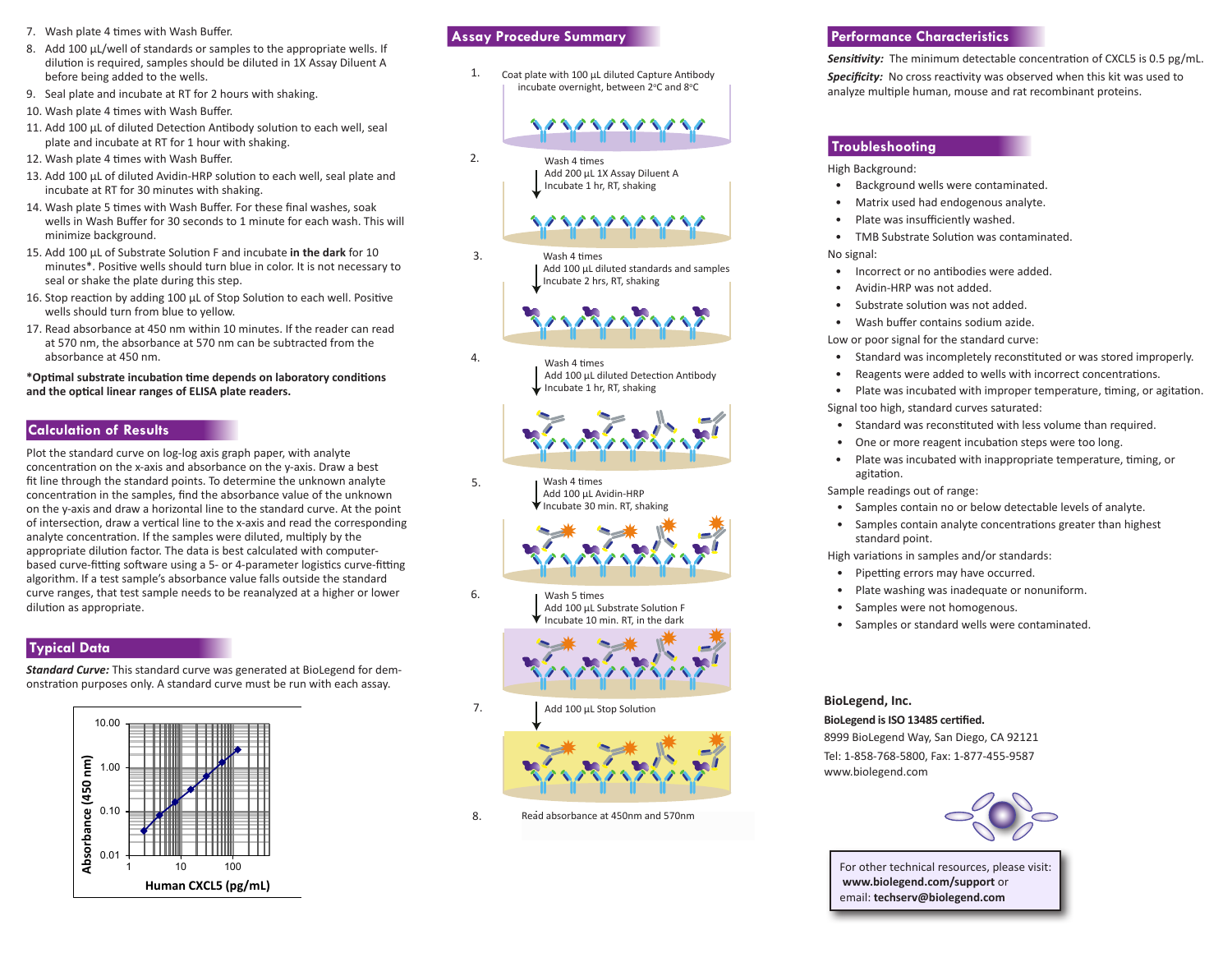7. Wash plate 4 times with Wash Buffer.
8. Add 100 µL/well of standards or samples to the appropriate wells. If dilution is required, samples should be diluted in 1X Assay Diluent A before being added to the wells.
9. Seal plate and incubate at RT for 2 hours with shaking.
10. Wash plate 4 times with Wash Buffer.
11. Add 100 µL of diluted Detection Antibody solution to each well, seal plate and incubate at RT for 1 hour with shaking.
12. Wash plate 4 times with Wash Buffer.
13. Add 100 µL of diluted Avidin-HRP solution to each well, seal plate and incubate at RT for 30 minutes with shaking.
14. Wash plate 5 times with Wash Buffer. For these final washes, soak wells in Wash Buffer for 30 seconds to 1 minute for each wash. This will minimize background.
15. Add 100 µL of Substrate Solution F and incubate **in the dark** for 10 minutes*. Positive wells should turn blue in color. It is not necessary to seal or shake the plate during this step.
16. Stop reaction by adding 100 µL of Stop Solution to each well. Positive wells should turn from blue to yellow.
17. Read absorbance at 450 nm within 10 minutes. If the reader can read at 570 nm, the absorbance at 570 nm can be subtracted from the absorbance at 450 nm.

***Optimal substrate incubation time depends on laboratory conditions and the optical linear ranges of ELISA plate readers.**

## Calculation of Results

Plot the standard curve on log-log axis graph paper, with analyte concentration on the x-axis and absorbance on the y-axis. Draw a best fit line through the standard points. To determine the unknown analyte concentration in the samples, find the absorbance value of the unknown on the y-axis and draw a horizontal line to the standard curve. At the point of intersection, draw a vertical line to the x-axis and read the corresponding analyte concentration. If the samples were diluted, multiply by the appropriate dilution factor. The data is best calculated with computer-based curve-fitting software using a 5- or 4-parameter logistics curve-fitting algorithm. If a test sample's absorbance value falls outside the standard curve ranges, that test sample needs to be reanalyzed at a higher or lower dilution as appropriate.

## Typical Data

***Standard Curve:*** This standard curve was generated at BioLegend for demonstration purposes only. A standard curve must be run with each assay.

Absorbance (450 nm)
10.00
1.00
0.10
0.01
1
10
100
Human CXCL5 (pg/mL)

## Assay Procedure Summary

1. Coat plate with 100 µL diluted Capture Antibody incubate overnight, between 2°C and 8°C
2. Wash 4 times; Add 200 µL 1X Assay Diluent A; Incubate 1 hr, RT, shaking
3. Wash 4 times; Add 100 µL diluted standards and samples; Incubate 2 hrs, RT, shaking
4. Wash 4 times; Add 100 µL diluted Detection Antibody; Incubate 1 hr, RT, shaking
5. Wash 4 times; Add 100 µL Avidin-HRP; Incubate 30 min. RT, shaking
6. Wash 5 times; Add 100 µL Substrate Solution F; Incubate 10 min. RT, in the dark
7. Add 100 µL Stop Solution
8. Read absorbance at 450nm and 570nm

## Performance Characteristics

***Sensitivity:*** The minimum detectable concentration of CXCL5 is 0.5 pg/mL.

***Specificity:*** No cross reactivity was observed when this kit was used to analyze multiple human, mouse and rat recombinant proteins.

## Troubleshooting

High Background:
- Background wells were contaminated.
- Matrix used had endogenous analyte.
- Plate was insufficiently washed.
- TMB Substrate Solution was contaminated.

No signal:
- Incorrect or no antibodies were added.
- Avidin-HRP was not added.
- Substrate solution was not added.
- Wash buffer contains sodium azide.

Low or poor signal for the standard curve:
- Standard was incompletely reconstituted or was stored improperly.
- Reagents were added to wells with incorrect concentrations.
- Plate was incubated with improper temperature, timing, or agitation.

Signal too high, standard curves saturated:
- Standard was reconstituted with less volume than required.
- One or more reagent incubation steps were too long.
- Plate was incubated with inappropriate temperature, timing, or agitation.

Sample readings out of range:
- Samples contain no or below detectable levels of analyte.
- Samples contain analyte concentrations greater than highest standard point.

High variations in samples and/or standards:
- Pipetting errors may have occurred.
- Plate washing was inadequate or nonuniform.
- Samples were not homogenous.
- Samples or standard wells were contaminated.

**BioLegend, Inc.**

**BioLegend is ISO 13485 certified.**

8999 BioLegend Way, San Diego, CA 92121

Tel: 1-858-768-5800, Fax: 1-877-455-9587

www.biolegend.com

For other technical resources, please visit: **www.biolegend.com/support** or email: **techserv@biolegend.com**